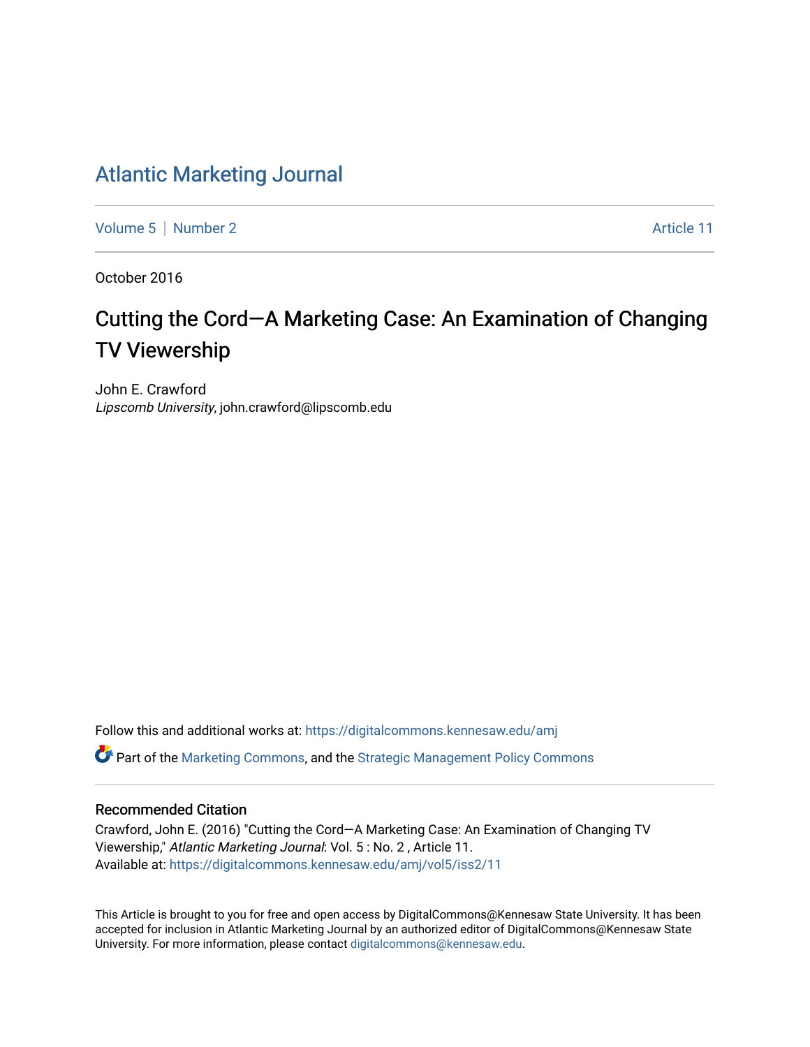# Atlantic Marketing Journal

Volume 5 | Number 2 Article 11

October 2016

## Cutting the Cord—A Marketing Case: An Examination of Changing TV Viewership

John E. Crawford
*Lipscomb University*, john.crawford@lipscomb.edu

Follow this and additional works at: https://digitalcommons.kennesaw.edu/amj

Part of the Marketing Commons, and the Strategic Management Policy Commons

### Recommended Citation

Crawford, John E. (2016) "Cutting the Cord—A Marketing Case: An Examination of Changing TV Viewership," *Atlantic Marketing Journal*: Vol. 5 : No. 2 , Article 11.
Available at: https://digitalcommons.kennesaw.edu/amj/vol5/iss2/11

This Article is brought to you for free and open access by DigitalCommons@Kennesaw State University. It has been accepted for inclusion in Atlantic Marketing Journal by an authorized editor of DigitalCommons@Kennesaw State University. For more information, please contact digitalcommons@kennesaw.edu.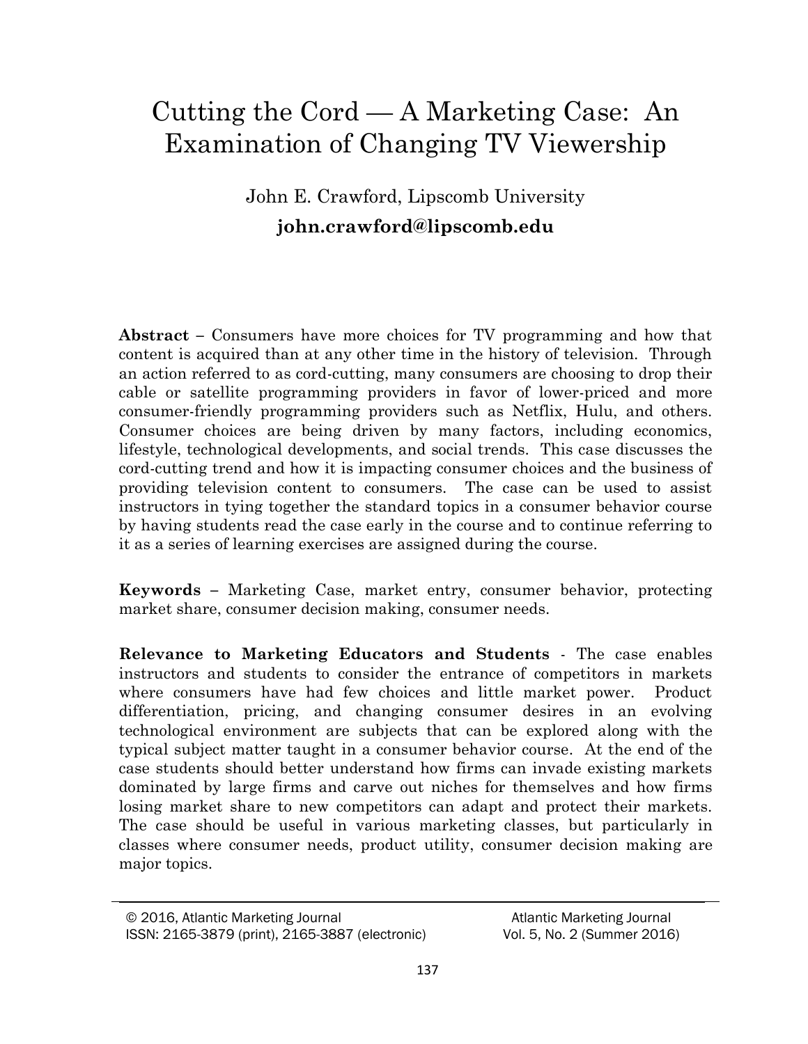# Cutting the Cord — A Marketing Case: An Examination of Changing TV Viewership

John E. Crawford, Lipscomb University

**john.crawford@lipscomb.edu**

**Abstract –** Consumers have more choices for TV programming and how that content is acquired than at any other time in the history of television. Through an action referred to as cord-cutting, many consumers are choosing to drop their cable or satellite programming providers in favor of lower-priced and more consumer-friendly programming providers such as Netflix, Hulu, and others. Consumer choices are being driven by many factors, including economics, lifestyle, technological developments, and social trends. This case discusses the cord-cutting trend and how it is impacting consumer choices and the business of providing television content to consumers. The case can be used to assist instructors in tying together the standard topics in a consumer behavior course by having students read the case early in the course and to continue referring to it as a series of learning exercises are assigned during the course.

**Keywords –** Marketing Case, market entry, consumer behavior, protecting market share, consumer decision making, consumer needs.

**Relevance to Marketing Educators and Students** - The case enables instructors and students to consider the entrance of competitors in markets where consumers have had few choices and little market power. Product differentiation, pricing, and changing consumer desires in an evolving technological environment are subjects that can be explored along with the typical subject matter taught in a consumer behavior course. At the end of the case students should better understand how firms can invade existing markets dominated by large firms and carve out niches for themselves and how firms losing market share to new competitors can adapt and protect their markets. The case should be useful in various marketing classes, but particularly in classes where consumer needs, product utility, consumer decision making are major topics.

© 2016, Atlantic Marketing Journal
ISSN: 2165-3879 (print), 2165-3887 (electronic)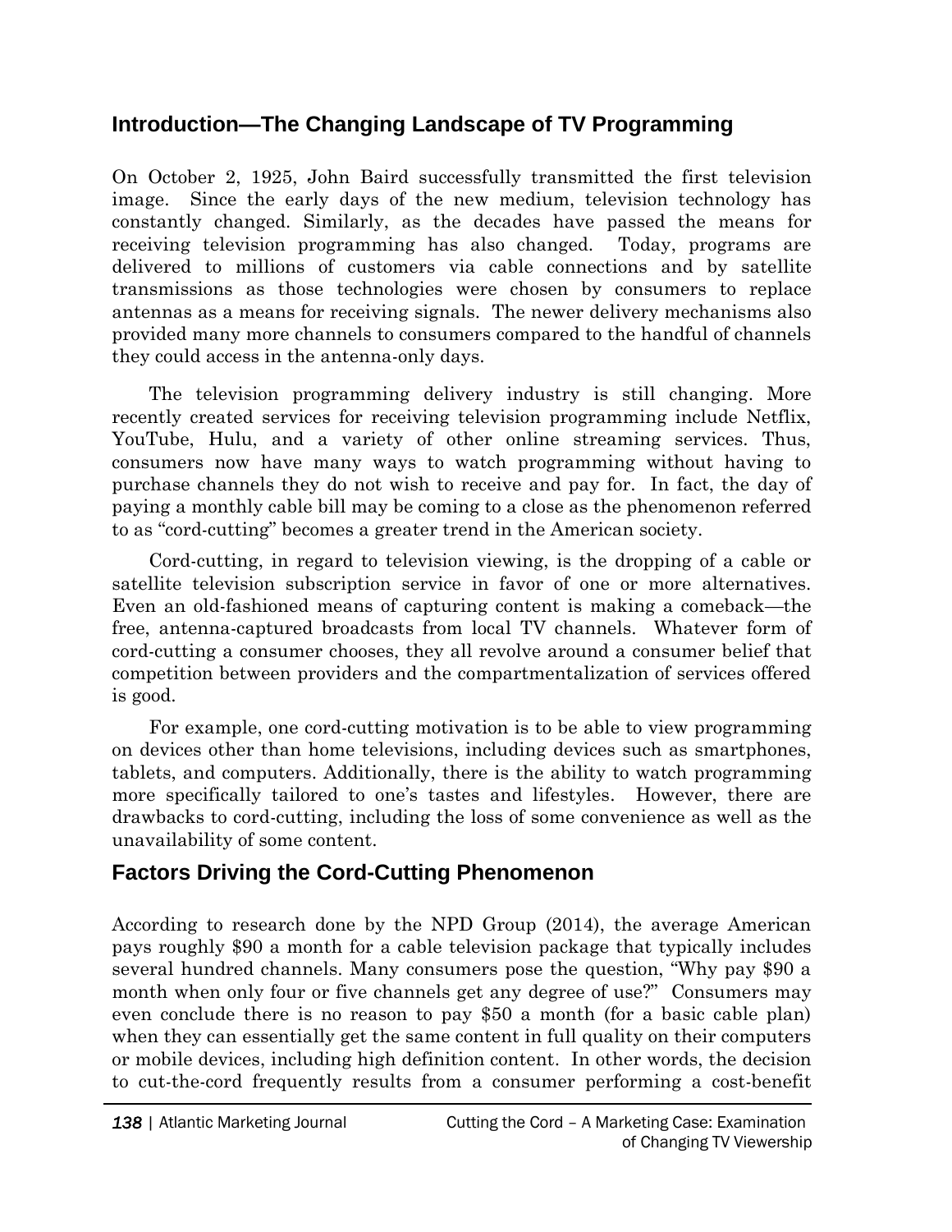## Introduction—The Changing Landscape of TV Programming

On October 2, 1925, John Baird successfully transmitted the first television image. Since the early days of the new medium, television technology has constantly changed. Similarly, as the decades have passed the means for receiving television programming has also changed. Today, programs are delivered to millions of customers via cable connections and by satellite transmissions as those technologies were chosen by consumers to replace antennas as a means for receiving signals. The newer delivery mechanisms also provided many more channels to consumers compared to the handful of channels they could access in the antenna-only days.

The television programming delivery industry is still changing. More recently created services for receiving television programming include Netflix, YouTube, Hulu, and a variety of other online streaming services. Thus, consumers now have many ways to watch programming without having to purchase channels they do not wish to receive and pay for. In fact, the day of paying a monthly cable bill may be coming to a close as the phenomenon referred to as "cord-cutting" becomes a greater trend in the American society.

Cord-cutting, in regard to television viewing, is the dropping of a cable or satellite television subscription service in favor of one or more alternatives. Even an old-fashioned means of capturing content is making a comeback—the free, antenna-captured broadcasts from local TV channels. Whatever form of cord-cutting a consumer chooses, they all revolve around a consumer belief that competition between providers and the compartmentalization of services offered is good.

For example, one cord-cutting motivation is to be able to view programming on devices other than home televisions, including devices such as smartphones, tablets, and computers. Additionally, there is the ability to watch programming more specifically tailored to one's tastes and lifestyles. However, there are drawbacks to cord-cutting, including the loss of some convenience as well as the unavailability of some content.

## Factors Driving the Cord-Cutting Phenomenon

According to research done by the NPD Group (2014), the average American pays roughly $90 a month for a cable television package that typically includes several hundred channels. Many consumers pose the question, "Why pay $90 a month when only four or five channels get any degree of use?" Consumers may even conclude there is no reason to pay $50 a month (for a basic cable plan) when they can essentially get the same content in full quality on their computers or mobile devices, including high definition content. In other words, the decision to cut-the-cord frequently results from a consumer performing a cost-benefit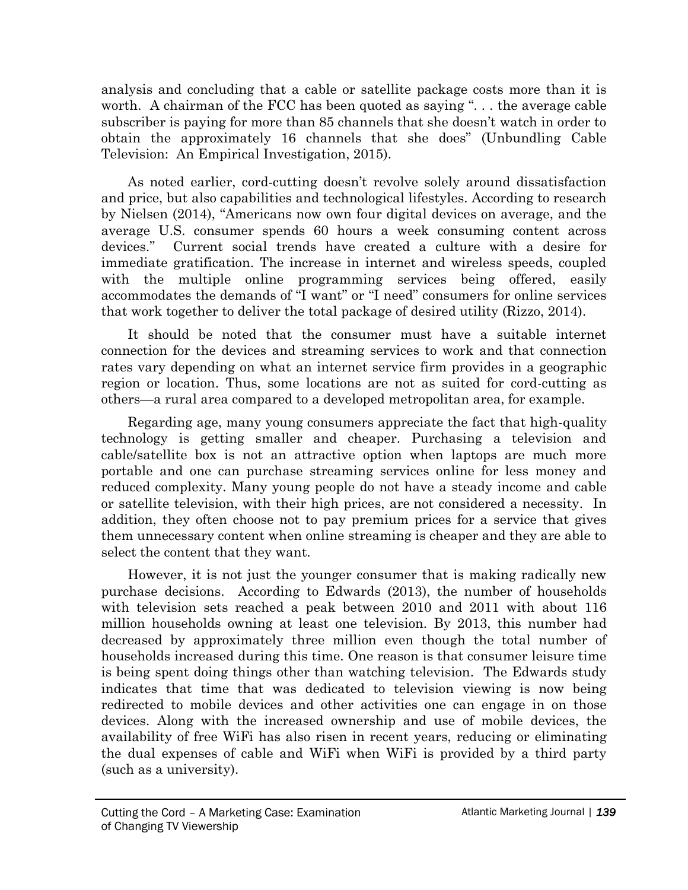analysis and concluding that a cable or satellite package costs more than it is worth. A chairman of the FCC has been quoted as saying ". . . the average cable subscriber is paying for more than 85 channels that she doesn't watch in order to obtain the approximately 16 channels that she does" (Unbundling Cable Television: An Empirical Investigation, 2015).

As noted earlier, cord-cutting doesn't revolve solely around dissatisfaction and price, but also capabilities and technological lifestyles. According to research by Nielsen (2014), "Americans now own four digital devices on average, and the average U.S. consumer spends 60 hours a week consuming content across devices." Current social trends have created a culture with a desire for immediate gratification. The increase in internet and wireless speeds, coupled with the multiple online programming services being offered, easily accommodates the demands of "I want" or "I need" consumers for online services that work together to deliver the total package of desired utility (Rizzo, 2014).

It should be noted that the consumer must have a suitable internet connection for the devices and streaming services to work and that connection rates vary depending on what an internet service firm provides in a geographic region or location. Thus, some locations are not as suited for cord-cutting as others—a rural area compared to a developed metropolitan area, for example.

Regarding age, many young consumers appreciate the fact that high-quality technology is getting smaller and cheaper. Purchasing a television and cable/satellite box is not an attractive option when laptops are much more portable and one can purchase streaming services online for less money and reduced complexity. Many young people do not have a steady income and cable or satellite television, with their high prices, are not considered a necessity. In addition, they often choose not to pay premium prices for a service that gives them unnecessary content when online streaming is cheaper and they are able to select the content that they want.

However, it is not just the younger consumer that is making radically new purchase decisions. According to Edwards (2013), the number of households with television sets reached a peak between 2010 and 2011 with about 116 million households owning at least one television. By 2013, this number had decreased by approximately three million even though the total number of households increased during this time. One reason is that consumer leisure time is being spent doing things other than watching television. The Edwards study indicates that time that was dedicated to television viewing is now being redirected to mobile devices and other activities one can engage in on those devices. Along with the increased ownership and use of mobile devices, the availability of free WiFi has also risen in recent years, reducing or eliminating the dual expenses of cable and WiFi when WiFi is provided by a third party (such as a university).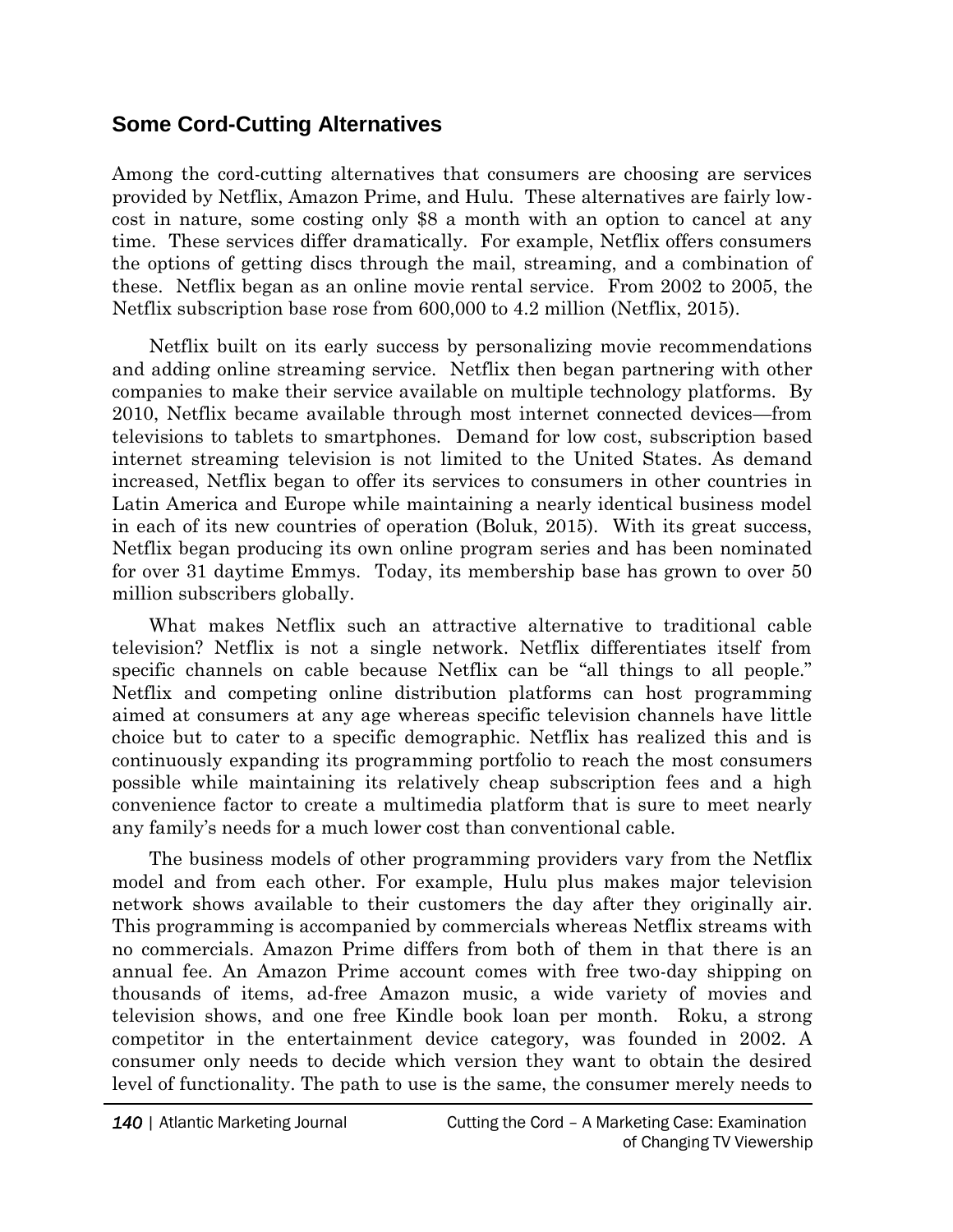## Some Cord-Cutting Alternatives

Among the cord-cutting alternatives that consumers are choosing are services provided by Netflix, Amazon Prime, and Hulu. These alternatives are fairly low-cost in nature, some costing only $8 a month with an option to cancel at any time. These services differ dramatically. For example, Netflix offers consumers the options of getting discs through the mail, streaming, and a combination of these. Netflix began as an online movie rental service. From 2002 to 2005, the Netflix subscription base rose from 600,000 to 4.2 million (Netflix, 2015).

Netflix built on its early success by personalizing movie recommendations and adding online streaming service. Netflix then began partnering with other companies to make their service available on multiple technology platforms. By 2010, Netflix became available through most internet connected devices—from televisions to tablets to smartphones. Demand for low cost, subscription based internet streaming television is not limited to the United States. As demand increased, Netflix began to offer its services to consumers in other countries in Latin America and Europe while maintaining a nearly identical business model in each of its new countries of operation (Boluk, 2015). With its great success, Netflix began producing its own online program series and has been nominated for over 31 daytime Emmys. Today, its membership base has grown to over 50 million subscribers globally.

What makes Netflix such an attractive alternative to traditional cable television? Netflix is not a single network. Netflix differentiates itself from specific channels on cable because Netflix can be "all things to all people." Netflix and competing online distribution platforms can host programming aimed at consumers at any age whereas specific television channels have little choice but to cater to a specific demographic. Netflix has realized this and is continuously expanding its programming portfolio to reach the most consumers possible while maintaining its relatively cheap subscription fees and a high convenience factor to create a multimedia platform that is sure to meet nearly any family's needs for a much lower cost than conventional cable.

The business models of other programming providers vary from the Netflix model and from each other. For example, Hulu plus makes major television network shows available to their customers the day after they originally air. This programming is accompanied by commercials whereas Netflix streams with no commercials. Amazon Prime differs from both of them in that there is an annual fee. An Amazon Prime account comes with free two-day shipping on thousands of items, ad-free Amazon music, a wide variety of movies and television shows, and one free Kindle book loan per month. Roku, a strong competitor in the entertainment device category, was founded in 2002. A consumer only needs to decide which version they want to obtain the desired level of functionality. The path to use is the same, the consumer merely needs to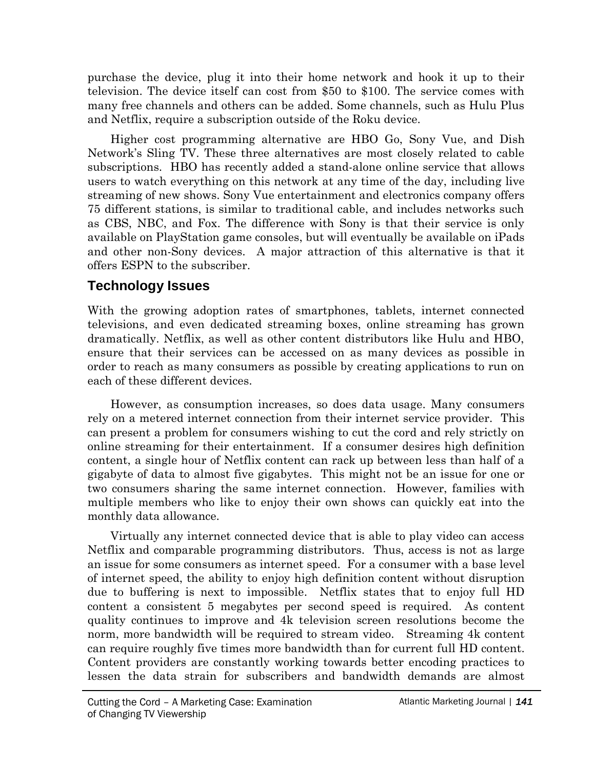purchase the device, plug it into their home network and hook it up to their television. The device itself can cost from $50 to $100. The service comes with many free channels and others can be added. Some channels, such as Hulu Plus and Netflix, require a subscription outside of the Roku device.

Higher cost programming alternative are HBO Go, Sony Vue, and Dish Network's Sling TV. These three alternatives are most closely related to cable subscriptions. HBO has recently added a stand-alone online service that allows users to watch everything on this network at any time of the day, including live streaming of new shows. Sony Vue entertainment and electronics company offers 75 different stations, is similar to traditional cable, and includes networks such as CBS, NBC, and Fox. The difference with Sony is that their service is only available on PlayStation game consoles, but will eventually be available on iPads and other non-Sony devices. A major attraction of this alternative is that it offers ESPN to the subscriber.

## Technology Issues

With the growing adoption rates of smartphones, tablets, internet connected televisions, and even dedicated streaming boxes, online streaming has grown dramatically. Netflix, as well as other content distributors like Hulu and HBO, ensure that their services can be accessed on as many devices as possible in order to reach as many consumers as possible by creating applications to run on each of these different devices.

However, as consumption increases, so does data usage. Many consumers rely on a metered internet connection from their internet service provider. This can present a problem for consumers wishing to cut the cord and rely strictly on online streaming for their entertainment. If a consumer desires high definition content, a single hour of Netflix content can rack up between less than half of a gigabyte of data to almost five gigabytes. This might not be an issue for one or two consumers sharing the same internet connection. However, families with multiple members who like to enjoy their own shows can quickly eat into the monthly data allowance.

Virtually any internet connected device that is able to play video can access Netflix and comparable programming distributors. Thus, access is not as large an issue for some consumers as internet speed. For a consumer with a base level of internet speed, the ability to enjoy high definition content without disruption due to buffering is next to impossible. Netflix states that to enjoy full HD content a consistent 5 megabytes per second speed is required. As content quality continues to improve and 4k television screen resolutions become the norm, more bandwidth will be required to stream video. Streaming 4k content can require roughly five times more bandwidth than for current full HD content. Content providers are constantly working towards better encoding practices to lessen the data strain for subscribers and bandwidth demands are almost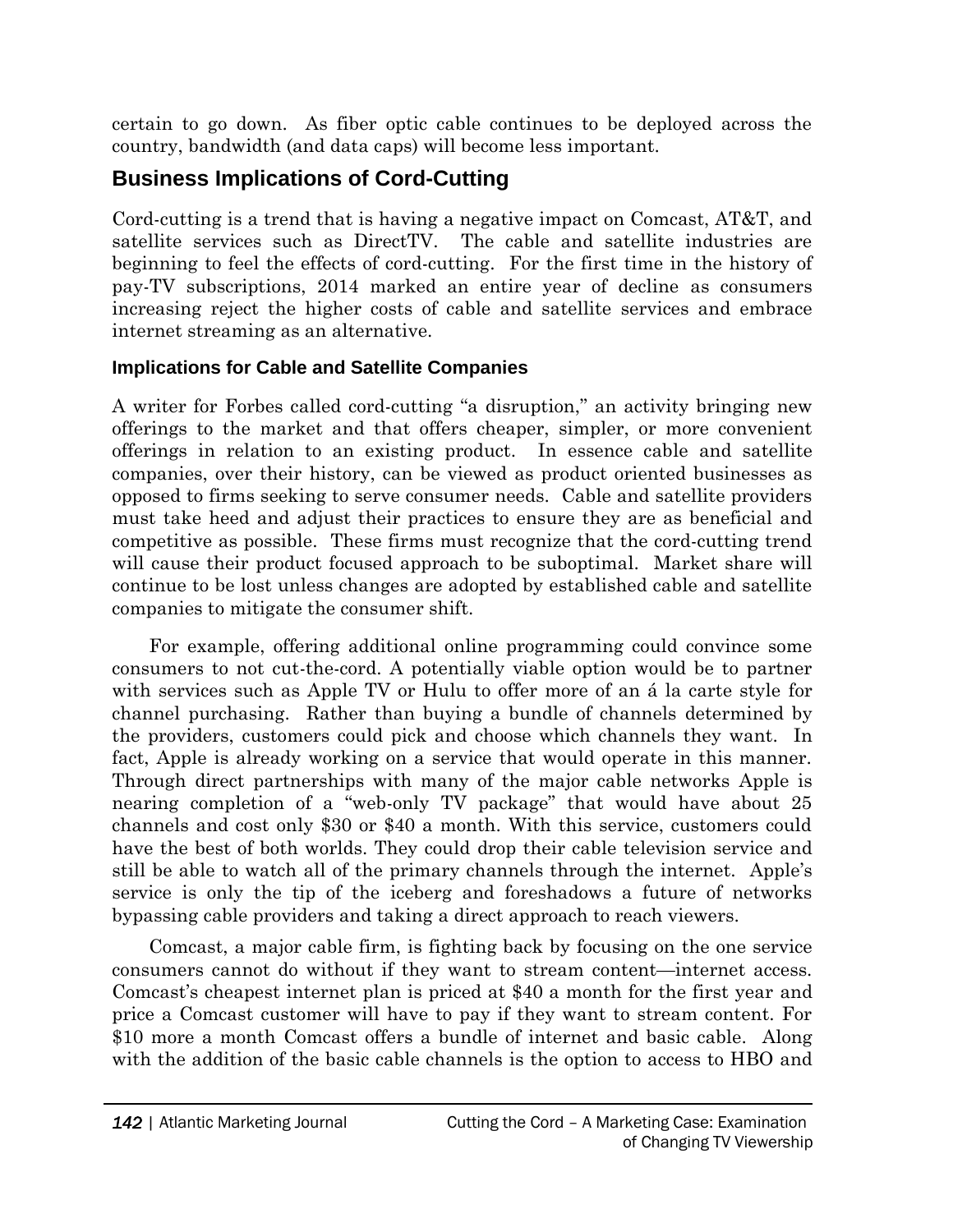certain to go down. As fiber optic cable continues to be deployed across the country, bandwidth (and data caps) will become less important.

## Business Implications of Cord-Cutting

Cord-cutting is a trend that is having a negative impact on Comcast, AT&T, and satellite services such as DirectTV. The cable and satellite industries are beginning to feel the effects of cord-cutting. For the first time in the history of pay-TV subscriptions, 2014 marked an entire year of decline as consumers increasing reject the higher costs of cable and satellite services and embrace internet streaming as an alternative.

### Implications for Cable and Satellite Companies

A writer for Forbes called cord-cutting "a disruption," an activity bringing new offerings to the market and that offers cheaper, simpler, or more convenient offerings in relation to an existing product. In essence cable and satellite companies, over their history, can be viewed as product oriented businesses as opposed to firms seeking to serve consumer needs. Cable and satellite providers must take heed and adjust their practices to ensure they are as beneficial and competitive as possible. These firms must recognize that the cord-cutting trend will cause their product focused approach to be suboptimal. Market share will continue to be lost unless changes are adopted by established cable and satellite companies to mitigate the consumer shift.

For example, offering additional online programming could convince some consumers to not cut-the-cord. A potentially viable option would be to partner with services such as Apple TV or Hulu to offer more of an á la carte style for channel purchasing. Rather than buying a bundle of channels determined by the providers, customers could pick and choose which channels they want. In fact, Apple is already working on a service that would operate in this manner. Through direct partnerships with many of the major cable networks Apple is nearing completion of a "web-only TV package" that would have about 25 channels and cost only $30 or $40 a month. With this service, customers could have the best of both worlds. They could drop their cable television service and still be able to watch all of the primary channels through the internet. Apple's service is only the tip of the iceberg and foreshadows a future of networks bypassing cable providers and taking a direct approach to reach viewers.

Comcast, a major cable firm, is fighting back by focusing on the one service consumers cannot do without if they want to stream content—internet access. Comcast's cheapest internet plan is priced at $40 a month for the first year and price a Comcast customer will have to pay if they want to stream content. For $10 more a month Comcast offers a bundle of internet and basic cable. Along with the addition of the basic cable channels is the option to access to HBO and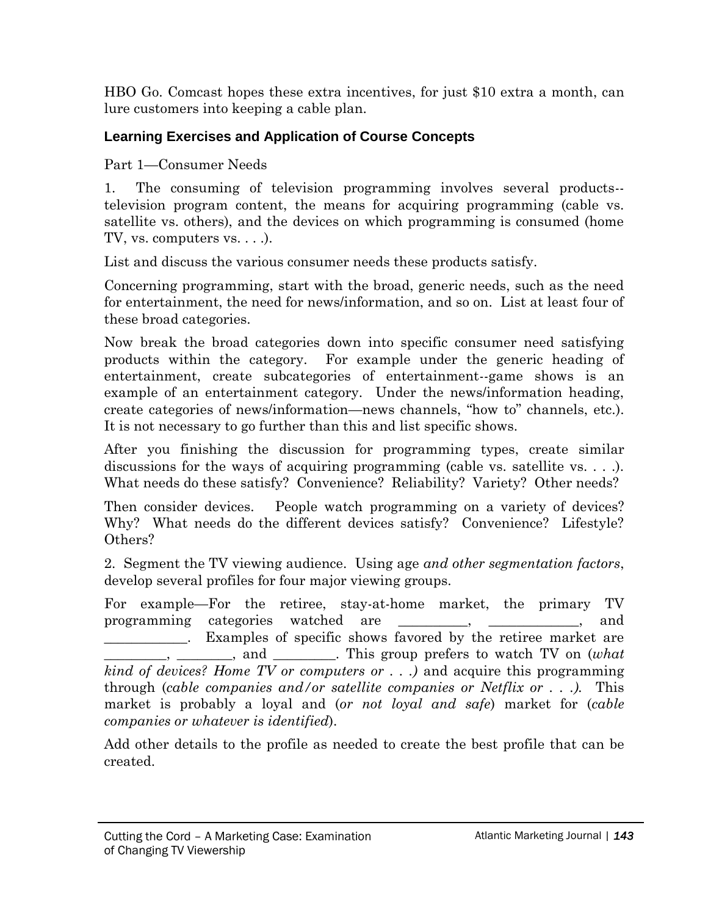HBO Go. Comcast hopes these extra incentives, for just $10 extra a month, can lure customers into keeping a cable plan.

### Learning Exercises and Application of Course Concepts

Part 1—Consumer Needs

1. The consuming of television programming involves several products--television program content, the means for acquiring programming (cable vs. satellite vs. others), and the devices on which programming is consumed (home TV, vs. computers vs. . . .).

List and discuss the various consumer needs these products satisfy.

Concerning programming, start with the broad, generic needs, such as the need for entertainment, the need for news/information, and so on. List at least four of these broad categories.

Now break the broad categories down into specific consumer need satisfying products within the category. For example under the generic heading of entertainment, create subcategories of entertainment--game shows is an example of an entertainment category. Under the news/information heading, create categories of news/information—news channels, "how to" channels, etc.). It is not necessary to go further than this and list specific shows.

After you finishing the discussion for programming types, create similar discussions for the ways of acquiring programming (cable vs. satellite vs. . . .). What needs do these satisfy? Convenience? Reliability? Variety? Other needs?

Then consider devices. People watch programming on a variety of devices? Why? What needs do the different devices satisfy? Convenience? Lifestyle? Others?

2. Segment the TV viewing audience. Using age *and other segmentation factors*, develop several profiles for four major viewing groups.

For example—For the retiree, stay-at-home market, the primary TV programming categories watched are __________, _____________, and ____________. Examples of specific shows favored by the retiree market are _________, ________, and _________. This group prefers to watch TV on (*what kind of devices? Home TV or computers or . . .)* and acquire this programming through (*cable companies and/or satellite companies or Netflix or . . .).* This market is probably a loyal and (*or not loyal and safe*) market for (*cable companies or whatever is identified*).

Add other details to the profile as needed to create the best profile that can be created.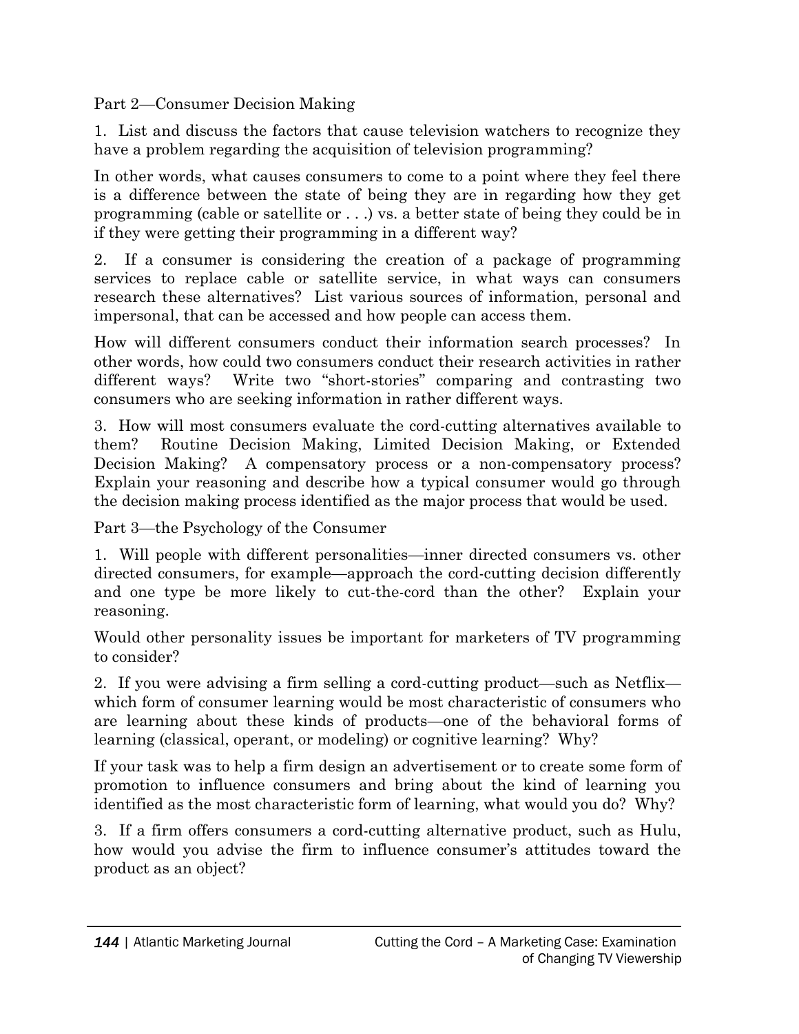## Part 2—Consumer Decision Making

1. List and discuss the factors that cause television watchers to recognize they have a problem regarding the acquisition of television programming?

In other words, what causes consumers to come to a point where they feel there is a difference between the state of being they are in regarding how they get programming (cable or satellite or . . .) vs. a better state of being they could be in if they were getting their programming in a different way?

2. If a consumer is considering the creation of a package of programming services to replace cable or satellite service, in what ways can consumers research these alternatives? List various sources of information, personal and impersonal, that can be accessed and how people can access them.

How will different consumers conduct their information search processes? In other words, how could two consumers conduct their research activities in rather different ways? Write two "short-stories" comparing and contrasting two consumers who are seeking information in rather different ways.

3. How will most consumers evaluate the cord-cutting alternatives available to them? Routine Decision Making, Limited Decision Making, or Extended Decision Making? A compensatory process or a non-compensatory process? Explain your reasoning and describe how a typical consumer would go through the decision making process identified as the major process that would be used.

## Part 3—the Psychology of the Consumer

1. Will people with different personalities—inner directed consumers vs. other directed consumers, for example—approach the cord-cutting decision differently and one type be more likely to cut-the-cord than the other? Explain your reasoning.

Would other personality issues be important for marketers of TV programming to consider?

2. If you were advising a firm selling a cord-cutting product—such as Netflix—which form of consumer learning would be most characteristic of consumers who are learning about these kinds of products—one of the behavioral forms of learning (classical, operant, or modeling) or cognitive learning? Why?

If your task was to help a firm design an advertisement or to create some form of promotion to influence consumers and bring about the kind of learning you identified as the most characteristic form of learning, what would you do? Why?

3. If a firm offers consumers a cord-cutting alternative product, such as Hulu, how would you advise the firm to influence consumer's attitudes toward the product as an object?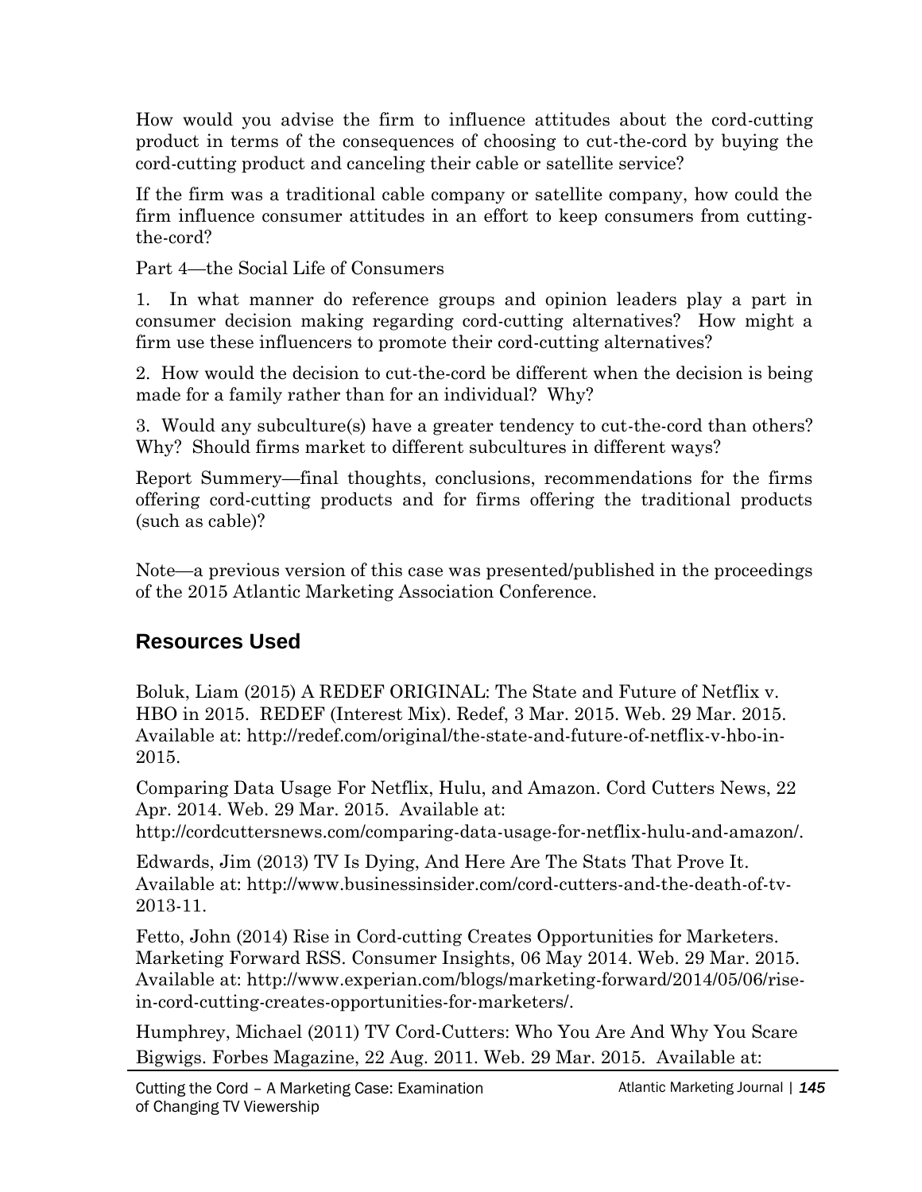How would you advise the firm to influence attitudes about the cord-cutting product in terms of the consequences of choosing to cut-the-cord by buying the cord-cutting product and canceling their cable or satellite service?

If the firm was a traditional cable company or satellite company, how could the firm influence consumer attitudes in an effort to keep consumers from cutting-the-cord?

Part 4—the Social Life of Consumers

1. In what manner do reference groups and opinion leaders play a part in consumer decision making regarding cord-cutting alternatives? How might a firm use these influencers to promote their cord-cutting alternatives?

2. How would the decision to cut-the-cord be different when the decision is being made for a family rather than for an individual? Why?

3. Would any subculture(s) have a greater tendency to cut-the-cord than others? Why? Should firms market to different subcultures in different ways?

Report Summery—final thoughts, conclusions, recommendations for the firms offering cord-cutting products and for firms offering the traditional products (such as cable)?

Note—a previous version of this case was presented/published in the proceedings of the 2015 Atlantic Marketing Association Conference.

## Resources Used

Boluk, Liam (2015) A REDEF ORIGINAL: The State and Future of Netflix v. HBO in 2015. REDEF (Interest Mix). Redef, 3 Mar. 2015. Web. 29 Mar. 2015. Available at: http://redef.com/original/the-state-and-future-of-netflix-v-hbo-in-2015.

Comparing Data Usage For Netflix, Hulu, and Amazon. Cord Cutters News, 22 Apr. 2014. Web. 29 Mar. 2015. Available at: http://cordcuttersnews.com/comparing-data-usage-for-netflix-hulu-and-amazon/.

Edwards, Jim (2013) TV Is Dying, And Here Are The Stats That Prove It. Available at: http://www.businessinsider.com/cord-cutters-and-the-death-of-tv-2013-11.

Fetto, John (2014) Rise in Cord-cutting Creates Opportunities for Marketers. Marketing Forward RSS. Consumer Insights, 06 May 2014. Web. 29 Mar. 2015. Available at: http://www.experian.com/blogs/marketing-forward/2014/05/06/rise-in-cord-cutting-creates-opportunities-for-marketers/.

Humphrey, Michael (2011) TV Cord-Cutters: Who You Are And Why You Scare Bigwigs. Forbes Magazine, 22 Aug. 2011. Web. 29 Mar. 2015. Available at: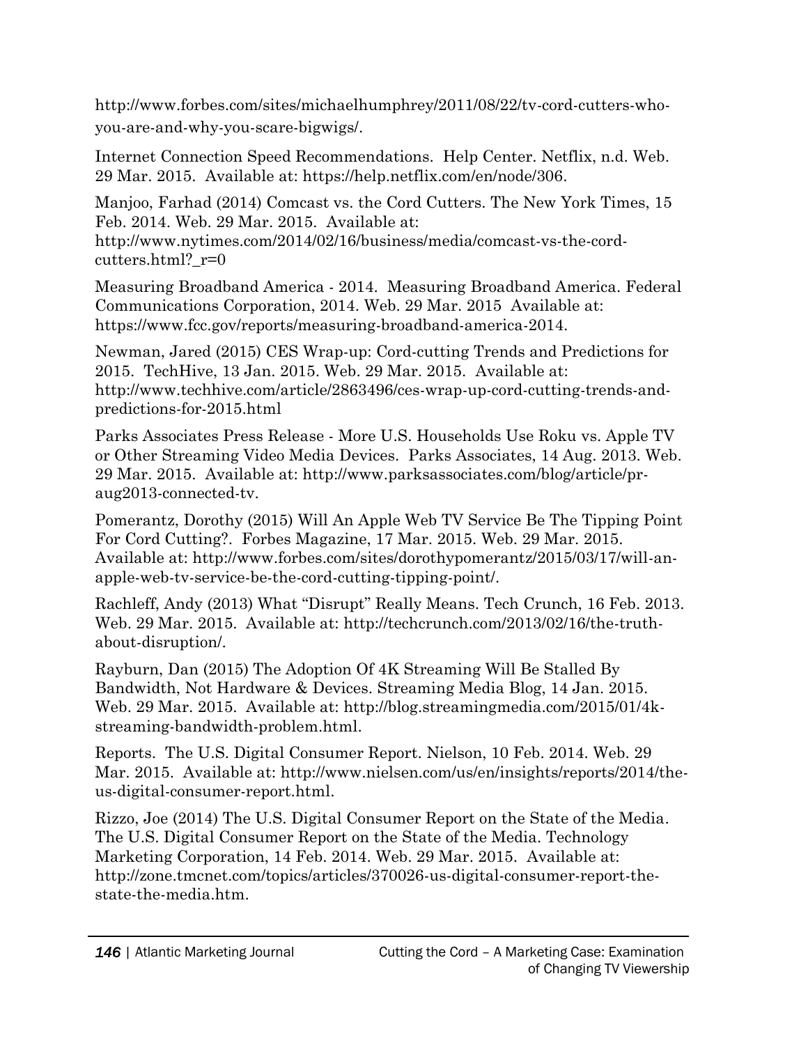http://www.forbes.com/sites/michaelhumphrey/2011/08/22/tv-cord-cutters-who-you-are-and-why-you-scare-bigwigs/.

Internet Connection Speed Recommendations. Help Center. Netflix, n.d. Web. 29 Mar. 2015. Available at: https://help.netflix.com/en/node/306.

Manjoo, Farhad (2014) Comcast vs. the Cord Cutters. The New York Times, 15 Feb. 2014. Web. 29 Mar. 2015. Available at: http://www.nytimes.com/2014/02/16/business/media/comcast-vs-the-cord-cutters.html?_r=0

Measuring Broadband America - 2014. Measuring Broadband America. Federal Communications Corporation, 2014. Web. 29 Mar. 2015 Available at: https://www.fcc.gov/reports/measuring-broadband-america-2014.

Newman, Jared (2015) CES Wrap-up: Cord-cutting Trends and Predictions for 2015. TechHive, 13 Jan. 2015. Web. 29 Mar. 2015. Available at: http://www.techhive.com/article/2863496/ces-wrap-up-cord-cutting-trends-and-predictions-for-2015.html

Parks Associates Press Release - More U.S. Households Use Roku vs. Apple TV or Other Streaming Video Media Devices. Parks Associates, 14 Aug. 2013. Web. 29 Mar. 2015. Available at: http://www.parksassociates.com/blog/article/pr-aug2013-connected-tv.

Pomerantz, Dorothy (2015) Will An Apple Web TV Service Be The Tipping Point For Cord Cutting?. Forbes Magazine, 17 Mar. 2015. Web. 29 Mar. 2015. Available at: http://www.forbes.com/sites/dorothypomerantz/2015/03/17/will-an-apple-web-tv-service-be-the-cord-cutting-tipping-point/.

Rachleff, Andy (2013) What "Disrupt" Really Means. Tech Crunch, 16 Feb. 2013. Web. 29 Mar. 2015. Available at: http://techcrunch.com/2013/02/16/the-truth-about-disruption/.

Rayburn, Dan (2015) The Adoption Of 4K Streaming Will Be Stalled By Bandwidth, Not Hardware & Devices. Streaming Media Blog, 14 Jan. 2015. Web. 29 Mar. 2015. Available at: http://blog.streamingmedia.com/2015/01/4k-streaming-bandwidth-problem.html.

Reports. The U.S. Digital Consumer Report. Nielson, 10 Feb. 2014. Web. 29 Mar. 2015. Available at: http://www.nielsen.com/us/en/insights/reports/2014/the-us-digital-consumer-report.html.

Rizzo, Joe (2014) The U.S. Digital Consumer Report on the State of the Media. The U.S. Digital Consumer Report on the State of the Media. Technology Marketing Corporation, 14 Feb. 2014. Web. 29 Mar. 2015. Available at: http://zone.tmcnet.com/topics/articles/370026-us-digital-consumer-report-the-state-the-media.htm.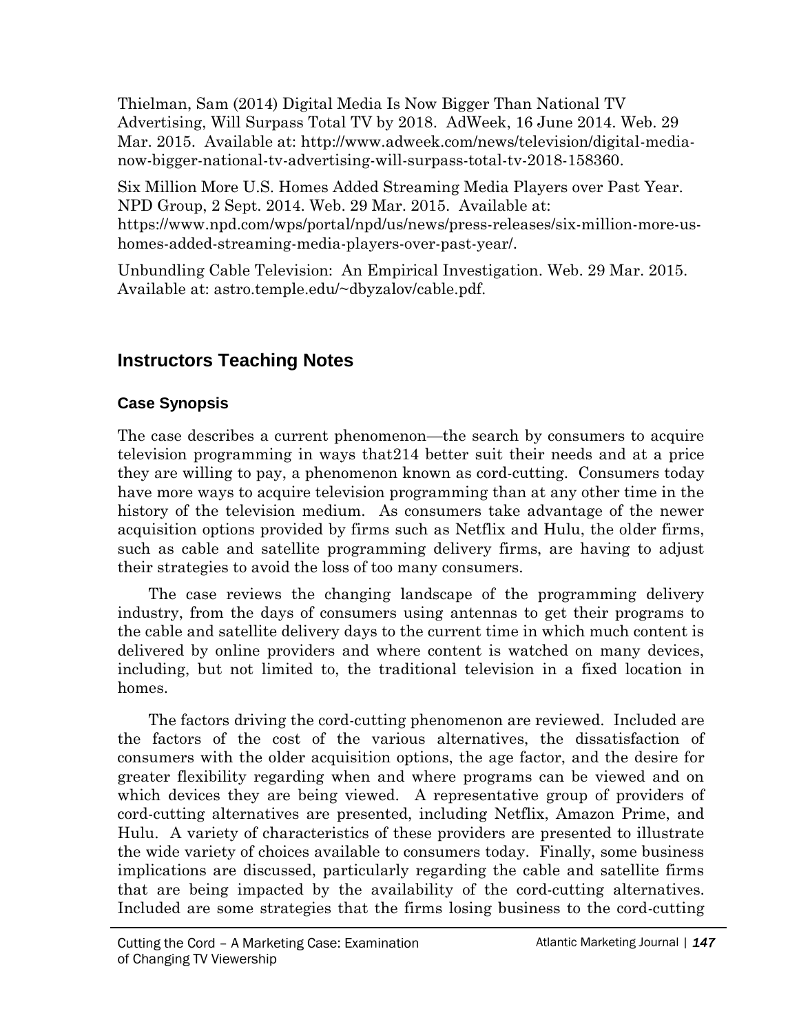Thielman, Sam (2014) Digital Media Is Now Bigger Than National TV Advertising, Will Surpass Total TV by 2018. AdWeek, 16 June 2014. Web. 29 Mar. 2015. Available at: http://www.adweek.com/news/television/digital-media-now-bigger-national-tv-advertising-will-surpass-total-tv-2018-158360.

Six Million More U.S. Homes Added Streaming Media Players over Past Year. NPD Group, 2 Sept. 2014. Web. 29 Mar. 2015. Available at: https://www.npd.com/wps/portal/npd/us/news/press-releases/six-million-more-us-homes-added-streaming-media-players-over-past-year/.

Unbundling Cable Television: An Empirical Investigation. Web. 29 Mar. 2015. Available at: astro.temple.edu/~dbyzalov/cable.pdf.

## Instructors Teaching Notes

### Case Synopsis

The case describes a current phenomenon—the search by consumers to acquire television programming in ways that214 better suit their needs and at a price they are willing to pay, a phenomenon known as cord-cutting. Consumers today have more ways to acquire television programming than at any other time in the history of the television medium. As consumers take advantage of the newer acquisition options provided by firms such as Netflix and Hulu, the older firms, such as cable and satellite programming delivery firms, are having to adjust their strategies to avoid the loss of too many consumers.

The case reviews the changing landscape of the programming delivery industry, from the days of consumers using antennas to get their programs to the cable and satellite delivery days to the current time in which much content is delivered by online providers and where content is watched on many devices, including, but not limited to, the traditional television in a fixed location in homes.

The factors driving the cord-cutting phenomenon are reviewed. Included are the factors of the cost of the various alternatives, the dissatisfaction of consumers with the older acquisition options, the age factor, and the desire for greater flexibility regarding when and where programs can be viewed and on which devices they are being viewed. A representative group of providers of cord-cutting alternatives are presented, including Netflix, Amazon Prime, and Hulu. A variety of characteristics of these providers are presented to illustrate the wide variety of choices available to consumers today. Finally, some business implications are discussed, particularly regarding the cable and satellite firms that are being impacted by the availability of the cord-cutting alternatives. Included are some strategies that the firms losing business to the cord-cutting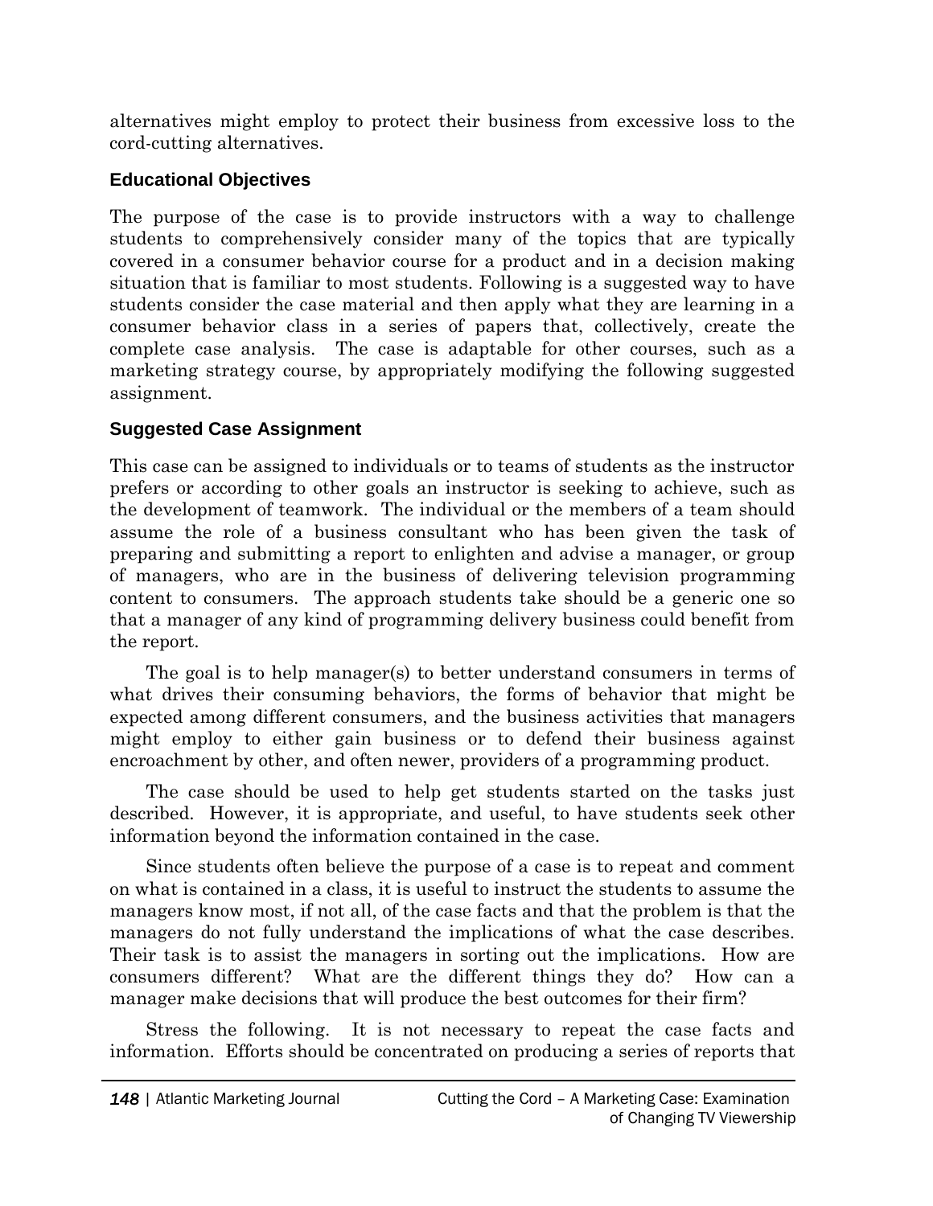alternatives might employ to protect their business from excessive loss to the cord-cutting alternatives.

### Educational Objectives

The purpose of the case is to provide instructors with a way to challenge students to comprehensively consider many of the topics that are typically covered in a consumer behavior course for a product and in a decision making situation that is familiar to most students. Following is a suggested way to have students consider the case material and then apply what they are learning in a consumer behavior class in a series of papers that, collectively, create the complete case analysis. The case is adaptable for other courses, such as a marketing strategy course, by appropriately modifying the following suggested assignment.

### Suggested Case Assignment

This case can be assigned to individuals or to teams of students as the instructor prefers or according to other goals an instructor is seeking to achieve, such as the development of teamwork. The individual or the members of a team should assume the role of a business consultant who has been given the task of preparing and submitting a report to enlighten and advise a manager, or group of managers, who are in the business of delivering television programming content to consumers. The approach students take should be a generic one so that a manager of any kind of programming delivery business could benefit from the report.

The goal is to help manager(s) to better understand consumers in terms of what drives their consuming behaviors, the forms of behavior that might be expected among different consumers, and the business activities that managers might employ to either gain business or to defend their business against encroachment by other, and often newer, providers of a programming product.

The case should be used to help get students started on the tasks just described. However, it is appropriate, and useful, to have students seek other information beyond the information contained in the case.

Since students often believe the purpose of a case is to repeat and comment on what is contained in a class, it is useful to instruct the students to assume the managers know most, if not all, of the case facts and that the problem is that the managers do not fully understand the implications of what the case describes. Their task is to assist the managers in sorting out the implications. How are consumers different? What are the different things they do? How can a manager make decisions that will produce the best outcomes for their firm?

Stress the following. It is not necessary to repeat the case facts and information. Efforts should be concentrated on producing a series of reports that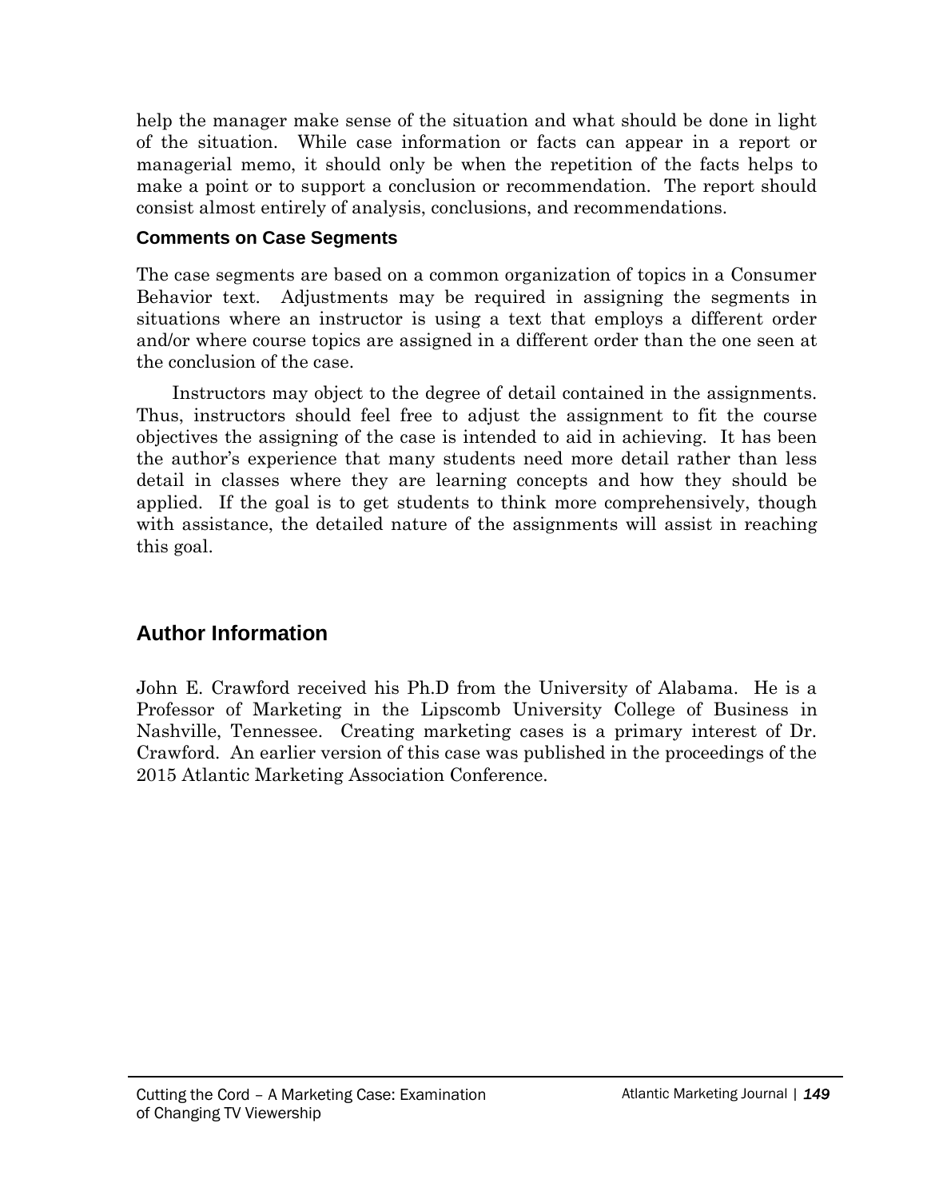help the manager make sense of the situation and what should be done in light of the situation. While case information or facts can appear in a report or managerial memo, it should only be when the repetition of the facts helps to make a point or to support a conclusion or recommendation. The report should consist almost entirely of analysis, conclusions, and recommendations.

### Comments on Case Segments

The case segments are based on a common organization of topics in a Consumer Behavior text. Adjustments may be required in assigning the segments in situations where an instructor is using a text that employs a different order and/or where course topics are assigned in a different order than the one seen at the conclusion of the case.

Instructors may object to the degree of detail contained in the assignments. Thus, instructors should feel free to adjust the assignment to fit the course objectives the assigning of the case is intended to aid in achieving. It has been the author's experience that many students need more detail rather than less detail in classes where they are learning concepts and how they should be applied. If the goal is to get students to think more comprehensively, though with assistance, the detailed nature of the assignments will assist in reaching this goal.

## Author Information

John E. Crawford received his Ph.D from the University of Alabama. He is a Professor of Marketing in the Lipscomb University College of Business in Nashville, Tennessee. Creating marketing cases is a primary interest of Dr. Crawford. An earlier version of this case was published in the proceedings of the 2015 Atlantic Marketing Association Conference.